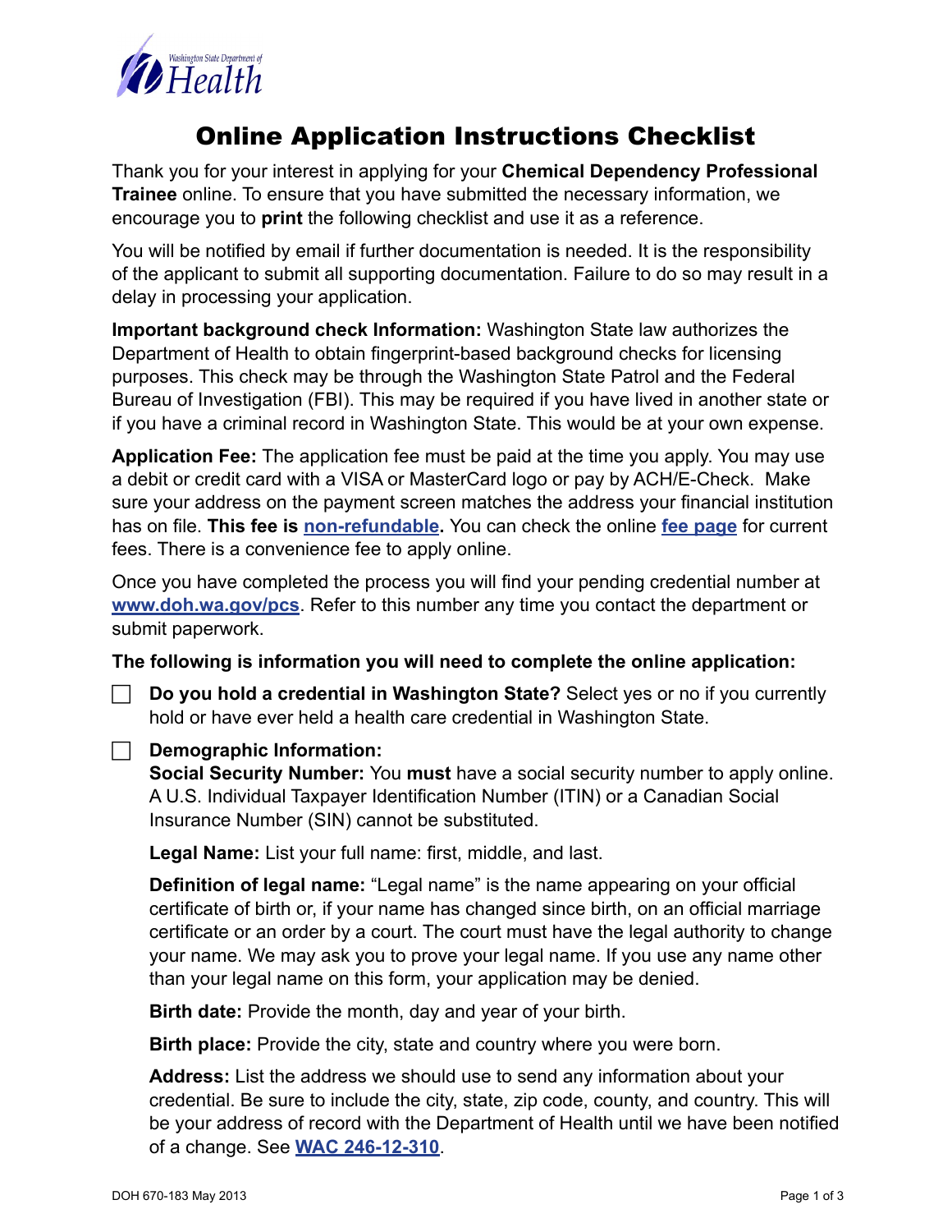# Online Application Instructions Checklist

Thank you for your interest in applying for your **Chemical Dependency Professional Trainee** online. To ensure that you have submitted the necessary information, we encourage you to **print** the following checklist and use it as a reference.

You will be notified by email if further documentation is needed. It is the responsibility of the applicant to submit all supporting documentation. Failure to do so may result in a delay in processing your application.

**Important background check Information:** Washington State law authorizes the Department of Health to obtain fingerprint-based background checks for licensing purposes. This check may be through the Washington State Patrol and the Federal Bureau of Investigation (FBI). This may be required if you have lived in another state or if you have a criminal record in Washington State. This would be at your own expense.

**Application Fee:** The application fee must be paid at the time you apply. You may use a debit or credit card with a VISA or MasterCard logo or pay by ACH/E-Check. Make sure your address on the payment screen matches the address your financial institution has on file. **This fee is non-refundable.** You can check the online fee page for current fees. There is a convenience fee to apply online.

Once you have completed the process you will find your pending credential number at www.doh.wa.gov/pcs. Refer to this number any time you contact the department or submit paperwork.

**The following is information you will need to complete the online application:**

- [ ] **Do you hold a credential in Washington State?** Select yes or no if you currently hold or have ever held a health care credential in Washington State.

- [ ] **Demographic Information:**
  **Social Security Number:** You **must** have a social security number to apply online. A U.S. Individual Taxpayer Identification Number (ITIN) or a Canadian Social Insurance Number (SIN) cannot be substituted.

  **Legal Name:** List your full name: first, middle, and last.

  **Definition of legal name:** "Legal name" is the name appearing on your official certificate of birth or, if your name has changed since birth, on an official marriage certificate or an order by a court. The court must have the legal authority to change your name. We may ask you to prove your legal name. If you use any name other than your legal name on this form, your application may be denied.

  **Birth date:** Provide the month, day and year of your birth.

  **Birth place:** Provide the city, state and country where you were born.

  **Address:** List the address we should use to send any information about your credential. Be sure to include the city, state, zip code, county, and country. This will be your address of record with the Department of Health until we have been notified of a change. See WAC 246-12-310.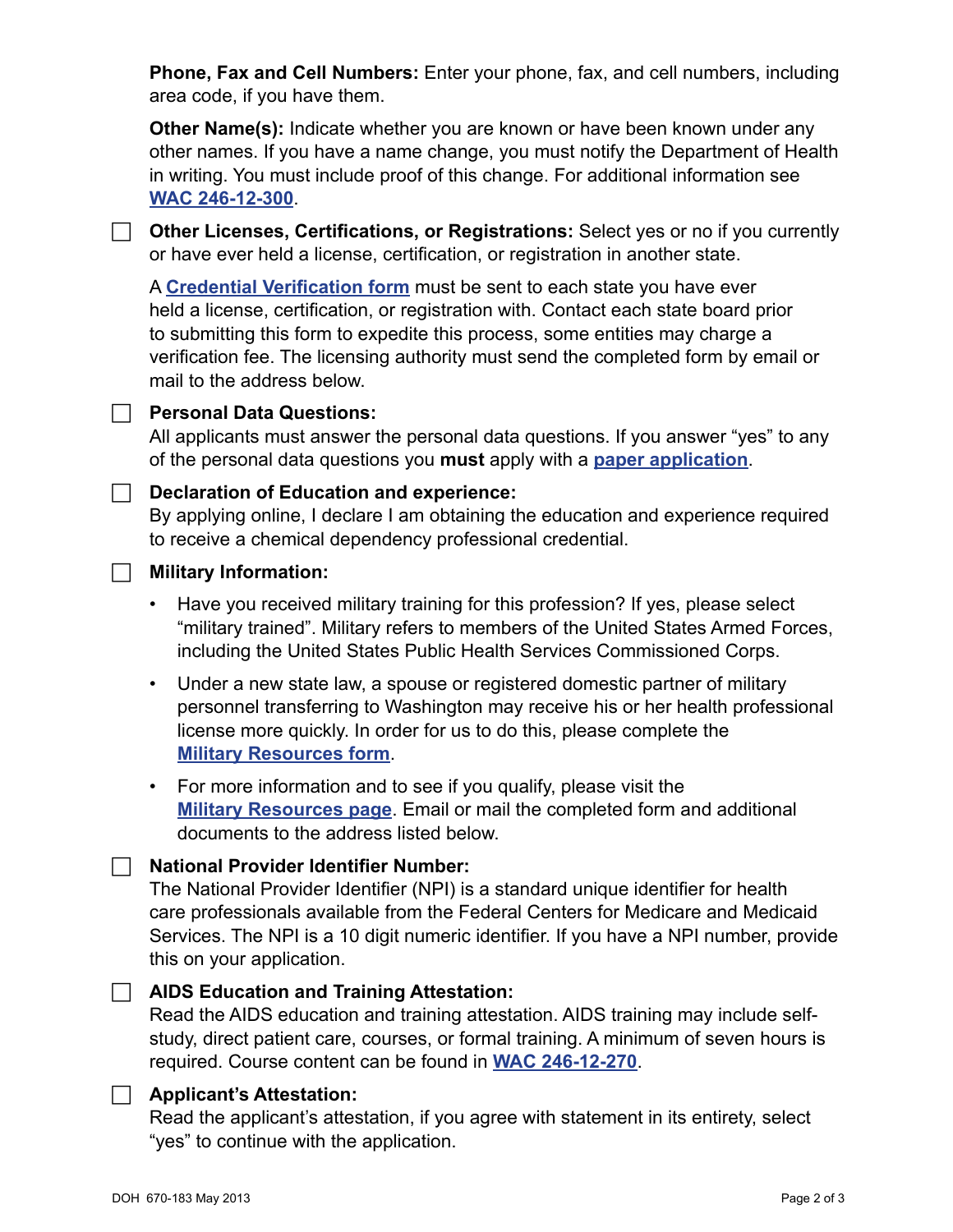**Phone, Fax and Cell Numbers:** Enter your phone, fax, and cell numbers, including area code, if you have them.

**Other Name(s):** Indicate whether you are known or have been known under any other names. If you have a name change, you must notify the Department of Health in writing. You must include proof of this change. For additional information see **WAC 246-12-300**.

- [ ] **Other Licenses, Certifications, or Registrations:** Select yes or no if you currently or have ever held a license, certification, or registration in another state.

  A **Credential Verification form** must be sent to each state you have ever held a license, certification, or registration with. Contact each state board prior to submitting this form to expedite this process, some entities may charge a verification fee. The licensing authority must send the completed form by email or mail to the address below.

- [ ] **Personal Data Questions:**
  All applicants must answer the personal data questions. If you answer "yes" to any of the personal data questions you **must** apply with a **paper application**.

- [ ] **Declaration of Education and experience:**
  By applying online, I declare I am obtaining the education and experience required to receive a chemical dependency professional credential.

- [ ] **Military Information:**
  - Have you received military training for this profession? If yes, please select "military trained". Military refers to members of the United States Armed Forces, including the United States Public Health Services Commissioned Corps.
  - Under a new state law, a spouse or registered domestic partner of military personnel transferring to Washington may receive his or her health professional license more quickly. In order for us to do this, please complete the **Military Resources form**.
  - For more information and to see if you qualify, please visit the **Military Resources page**. Email or mail the completed form and additional documents to the address listed below.

- [ ] **National Provider Identifier Number:**
  The National Provider Identifier (NPI) is a standard unique identifier for health care professionals available from the Federal Centers for Medicare and Medicaid Services. The NPI is a 10 digit numeric identifier. If you have a NPI number, provide this on your application.

- [ ] **AIDS Education and Training Attestation:**
  Read the AIDS education and training attestation. AIDS training may include self-study, direct patient care, courses, or formal training. A minimum of seven hours is required. Course content can be found in **WAC 246-12-270**.

- [ ] **Applicant's Attestation:**
  Read the applicant's attestation, if you agree with statement in its entirety, select "yes" to continue with the application.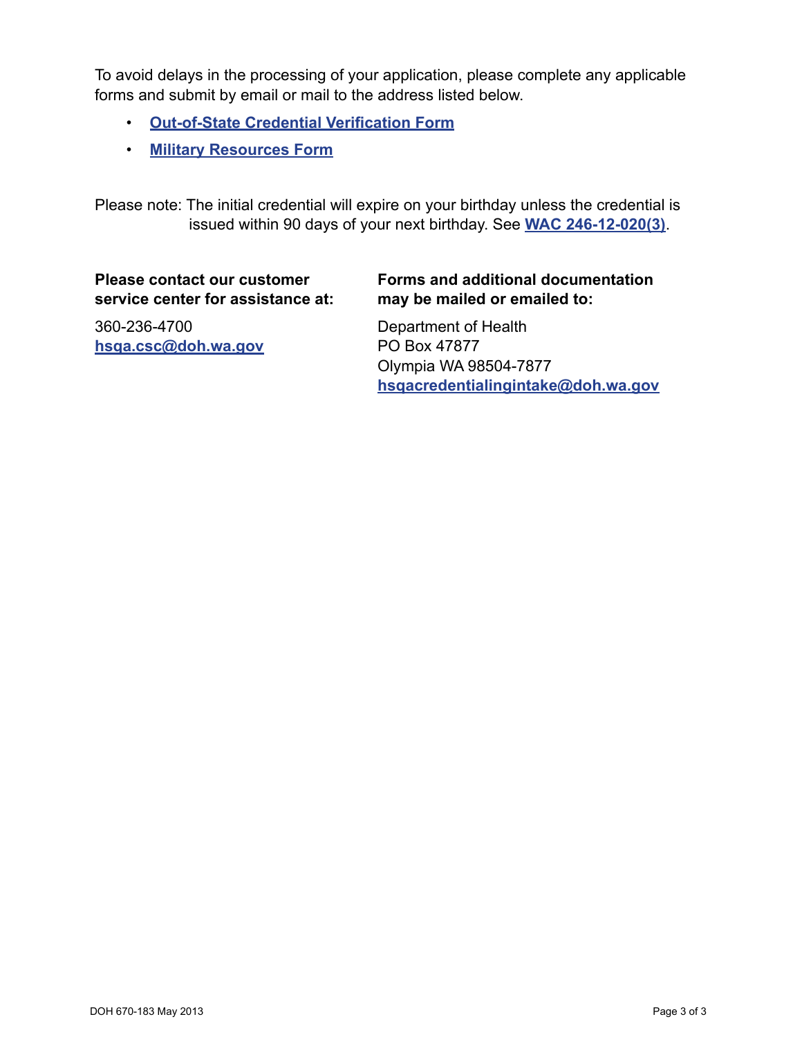To avoid delays in the processing of your application, please complete any applicable forms and submit by email or mail to the address listed below.

- **Out-of-State Credential Verification Form**
- **Military Resources Form**

Please note: The initial credential will expire on your birthday unless the credential is issued within 90 days of your next birthday. See **WAC 246-12-020(3)**.

**Please contact our customer service center for assistance at:**

360-236-4700
**hsqa.csc@doh.wa.gov**

**Forms and additional documentation may be mailed or emailed to:**

Department of Health
PO Box 47877
Olympia WA 98504-7877
**hsqacredentialingintake@doh.wa.gov**

DOH 670-183 May 2013